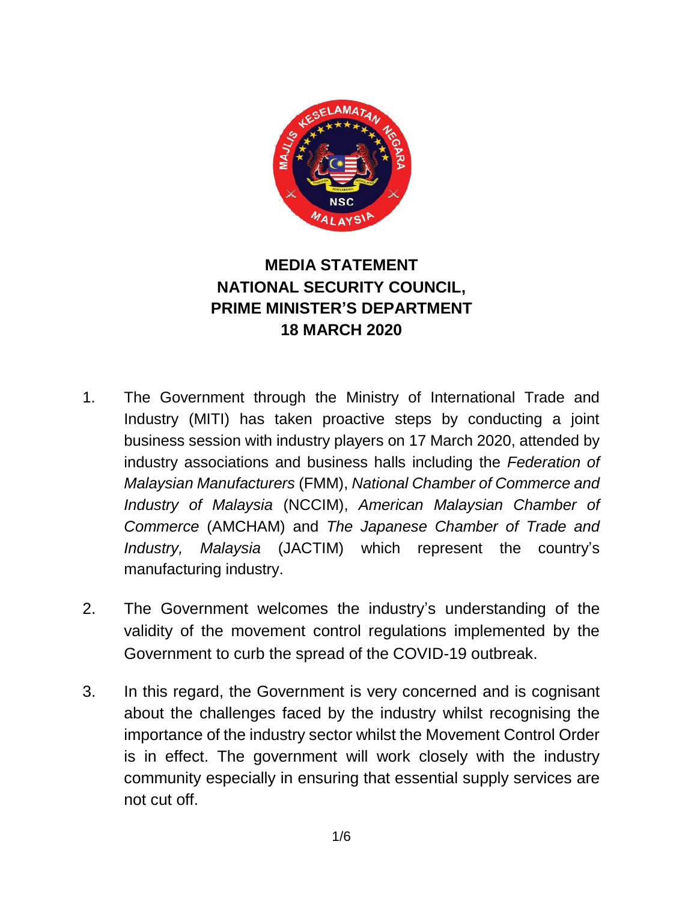# MEDIA STATEMENT
# NATIONAL SECURITY COUNCIL, PRIME MINISTER'S DEPARTMENT
# 18 MARCH 2020

1. The Government through the Ministry of International Trade and Industry (MITI) has taken proactive steps by conducting a joint business session with industry players on 17 March 2020, attended by industry associations and business halls including the *Federation of Malaysian Manufacturers* (FMM), *National Chamber of Commerce and Industry of Malaysia* (NCCIM), *American Malaysian Chamber of Commerce* (AMCHAM) and *The Japanese Chamber of Trade and Industry, Malaysia* (JACTIM) which represent the country's manufacturing industry.

2. The Government welcomes the industry's understanding of the validity of the movement control regulations implemented by the Government to curb the spread of the COVID-19 outbreak.

3. In this regard, the Government is very concerned and is cognisant about the challenges faced by the industry whilst recognising the importance of the industry sector whilst the Movement Control Order is in effect. The government will work closely with the industry community especially in ensuring that essential supply services are not cut off.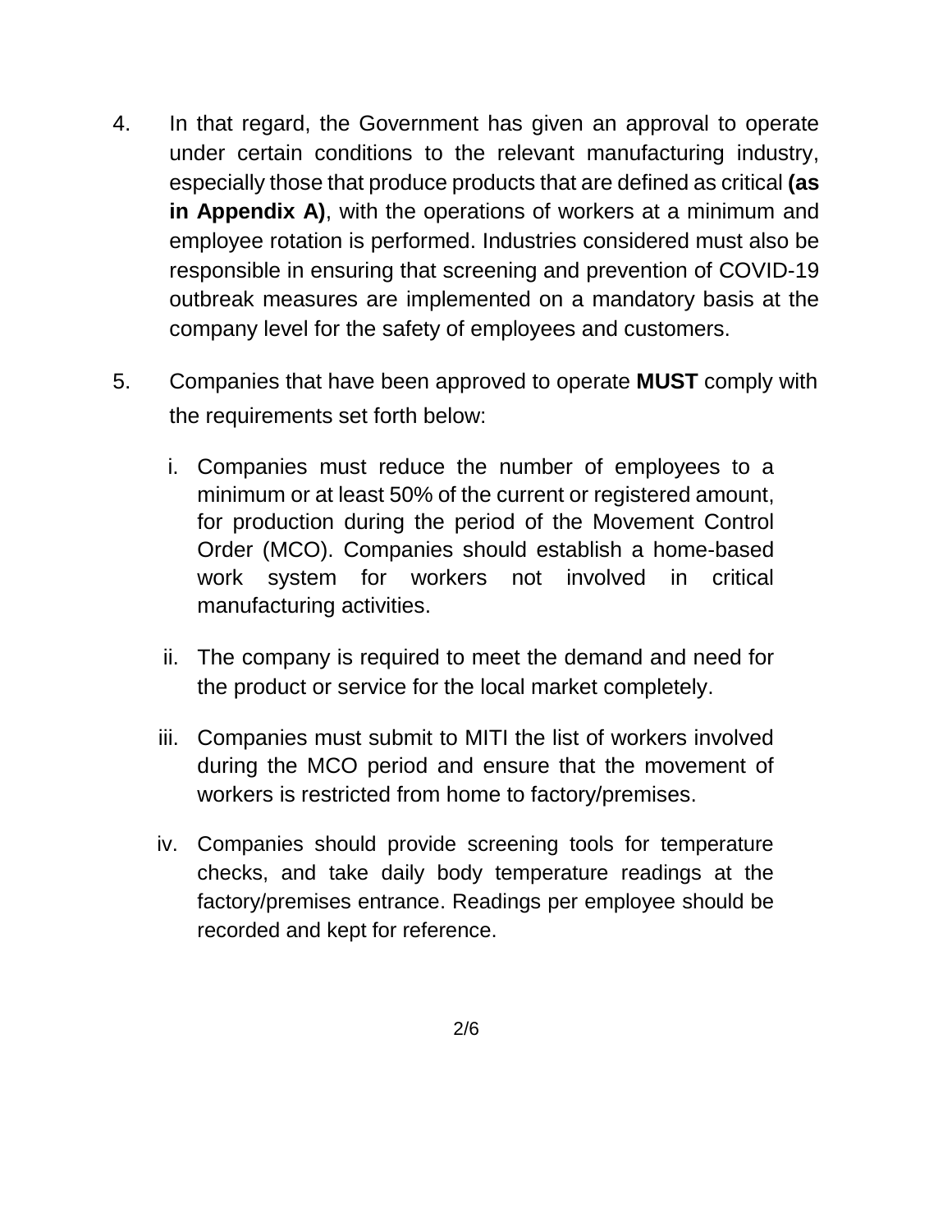4. In that regard, the Government has given an approval to operate under certain conditions to the relevant manufacturing industry, especially those that produce products that are defined as critical **(as in Appendix A)**, with the operations of workers at a minimum and employee rotation is performed. Industries considered must also be responsible in ensuring that screening and prevention of COVID-19 outbreak measures are implemented on a mandatory basis at the company level for the safety of employees and customers.

5. Companies that have been approved to operate **MUST** comply with the requirements set forth below:

   i. Companies must reduce the number of employees to a minimum or at least 50% of the current or registered amount, for production during the period of the Movement Control Order (MCO). Companies should establish a home-based work system for workers not involved in critical manufacturing activities.

   ii. The company is required to meet the demand and need for the product or service for the local market completely.

   iii. Companies must submit to MITI the list of workers involved during the MCO period and ensure that the movement of workers is restricted from home to factory/premises.

   iv. Companies should provide screening tools for temperature checks, and take daily body temperature readings at the factory/premises entrance. Readings per employee should be recorded and kept for reference.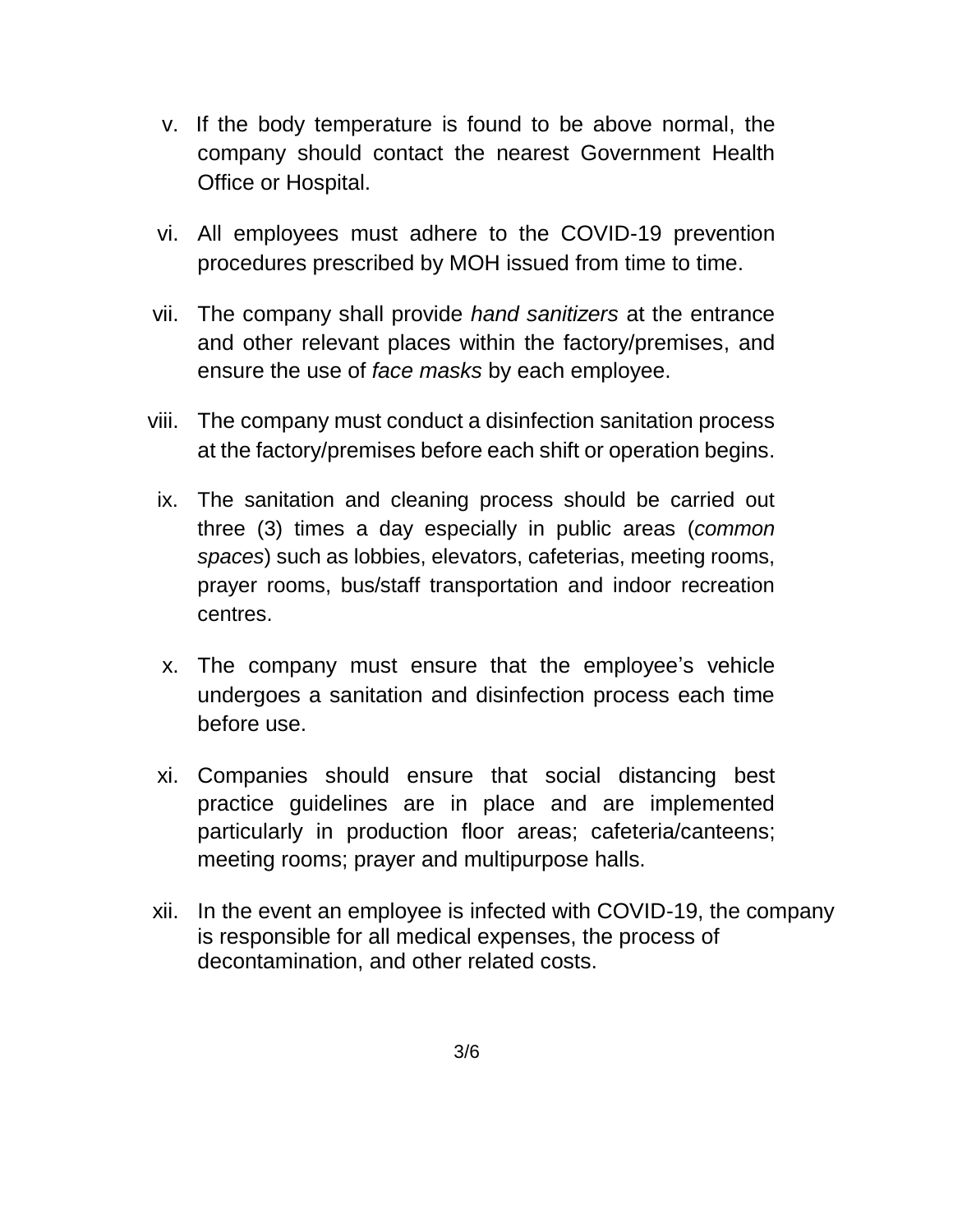v. If the body temperature is found to be above normal, the company should contact the nearest Government Health Office or Hospital.

vi. All employees must adhere to the COVID-19 prevention procedures prescribed by MOH issued from time to time.

vii. The company shall provide *hand sanitizers* at the entrance and other relevant places within the factory/premises, and ensure the use of *face masks* by each employee.

viii. The company must conduct a disinfection sanitation process at the factory/premises before each shift or operation begins.

ix. The sanitation and cleaning process should be carried out three (3) times a day especially in public areas (*common spaces*) such as lobbies, elevators, cafeterias, meeting rooms, prayer rooms, bus/staff transportation and indoor recreation centres.

x. The company must ensure that the employee's vehicle undergoes a sanitation and disinfection process each time before use.

xi. Companies should ensure that social distancing best practice guidelines are in place and are implemented particularly in production floor areas; cafeteria/canteens; meeting rooms; prayer and multipurpose halls.

xii. In the event an employee is infected with COVID-19, the company is responsible for all medical expenses, the process of decontamination, and other related costs.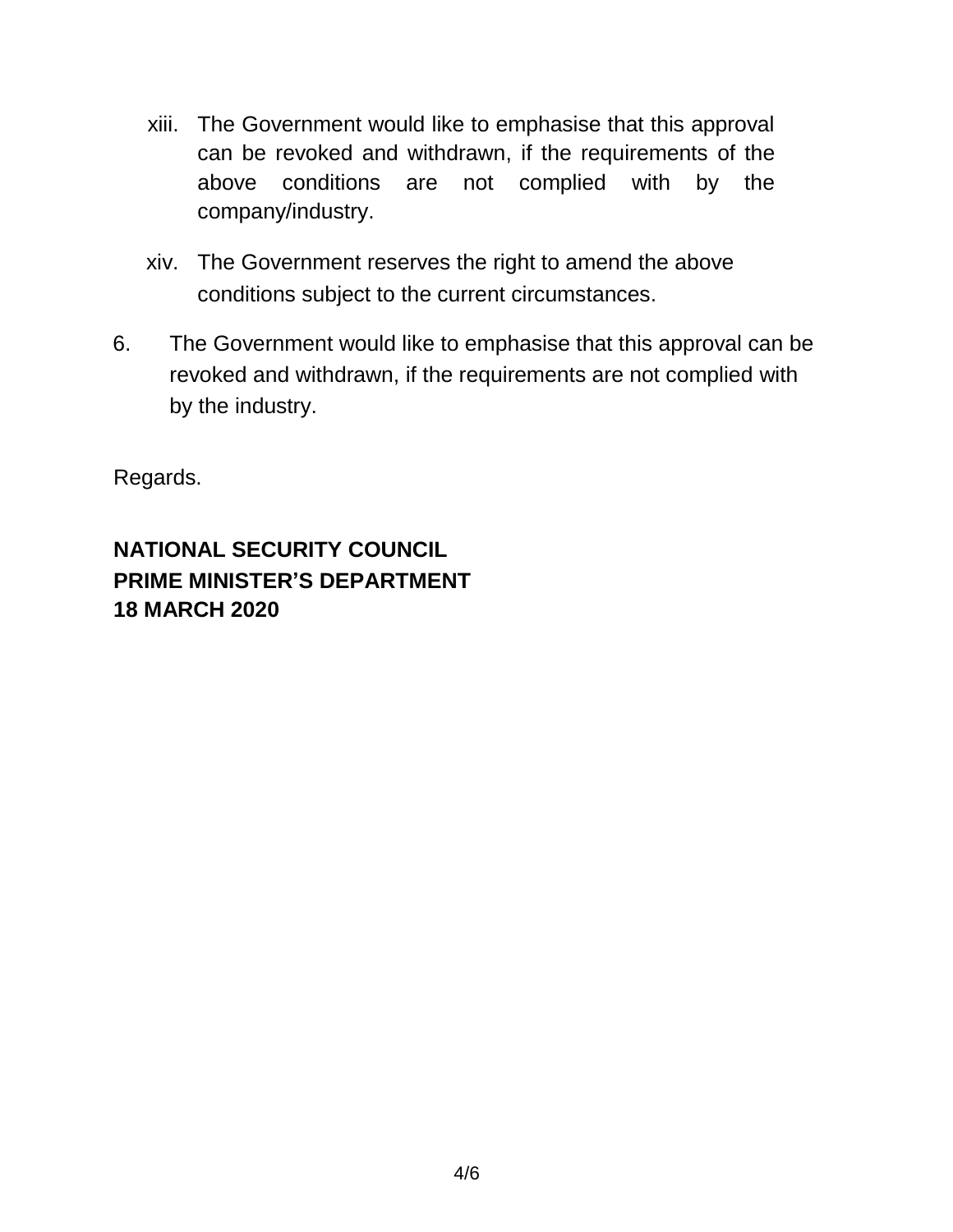xiii. The Government would like to emphasise that this approval can be revoked and withdrawn, if the requirements of the above conditions are not complied with by the company/industry.

xiv. The Government reserves the right to amend the above conditions subject to the current circumstances.

6. The Government would like to emphasise that this approval can be revoked and withdrawn, if the requirements are not complied with by the industry.

Regards.

**NATIONAL SECURITY COUNCIL**
**PRIME MINISTER'S DEPARTMENT**
**18 MARCH 2020**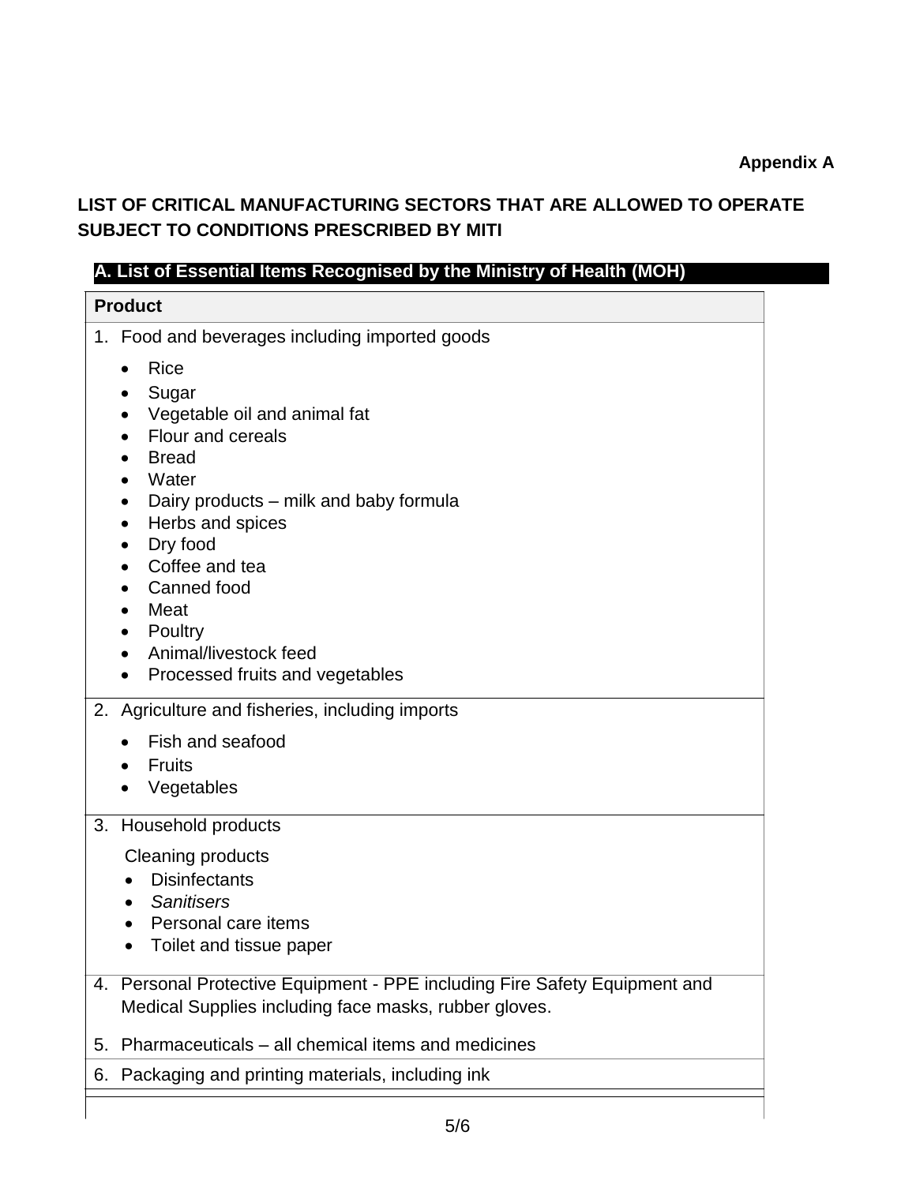**Appendix A**

**LIST OF CRITICAL MANUFACTURING SECTORS THAT ARE ALLOWED TO OPERATE SUBJECT TO CONDITIONS PRESCRIBED BY MITI**

**A. List of Essential Items Recognised by the Ministry of Health (MOH)**

| **Product** |
| --- |
| 1. Food and beverages including imported goods<br>• Rice<br>• Sugar<br>• Vegetable oil and animal fat<br>• Flour and cereals<br>• Bread<br>• Water<br>• Dairy products – milk and baby formula<br>• Herbs and spices<br>• Dry food<br>• Coffee and tea<br>• Canned food<br>• Meat<br>• Poultry<br>• Animal/livestock feed<br>• Processed fruits and vegetables |
| 2. Agriculture and fisheries, including imports<br>• Fish and seafood<br>• Fruits<br>• Vegetables |
| 3. Household products<br>Cleaning products<br>• Disinfectants<br>• *Sanitisers*<br>• Personal care items<br>• Toilet and tissue paper |
| 4. Personal Protective Equipment - PPE including Fire Safety Equipment and Medical Supplies including face masks, rubber gloves.<br>5. Pharmaceuticals – all chemical items and medicines |
| 6. Packaging and printing materials, including ink |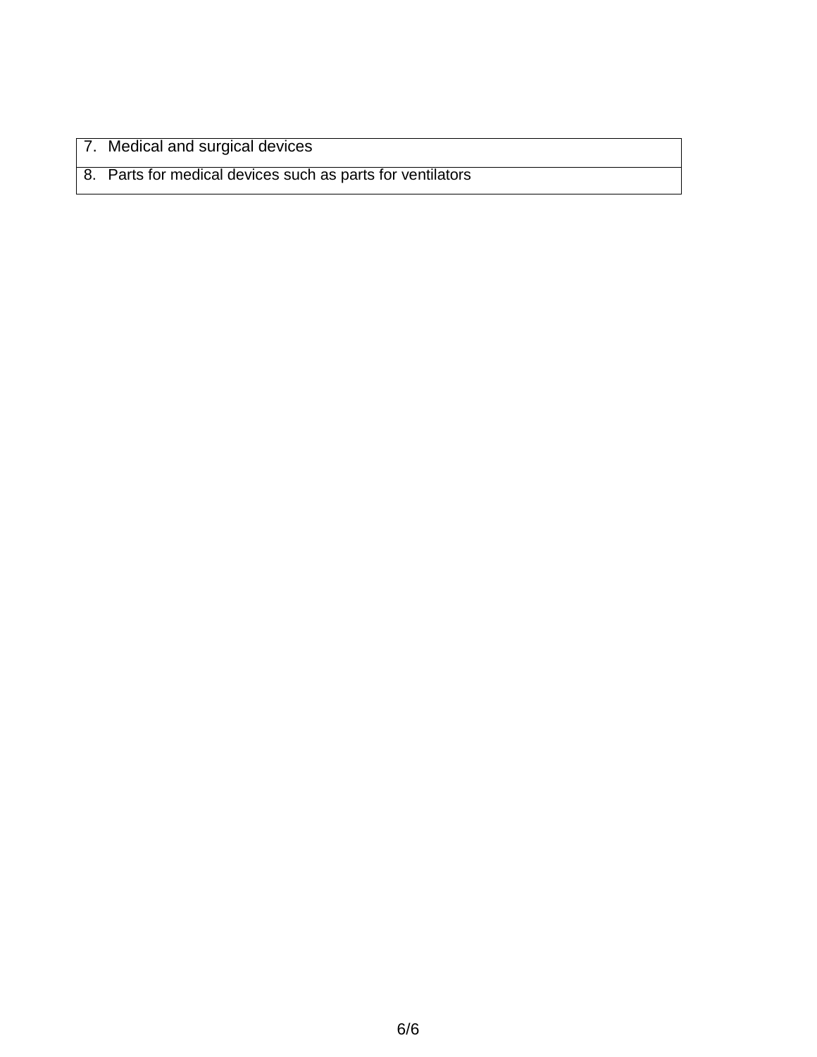| 7. Medical and surgical devices |
|---|
| 8. Parts for medical devices such as parts for ventilators |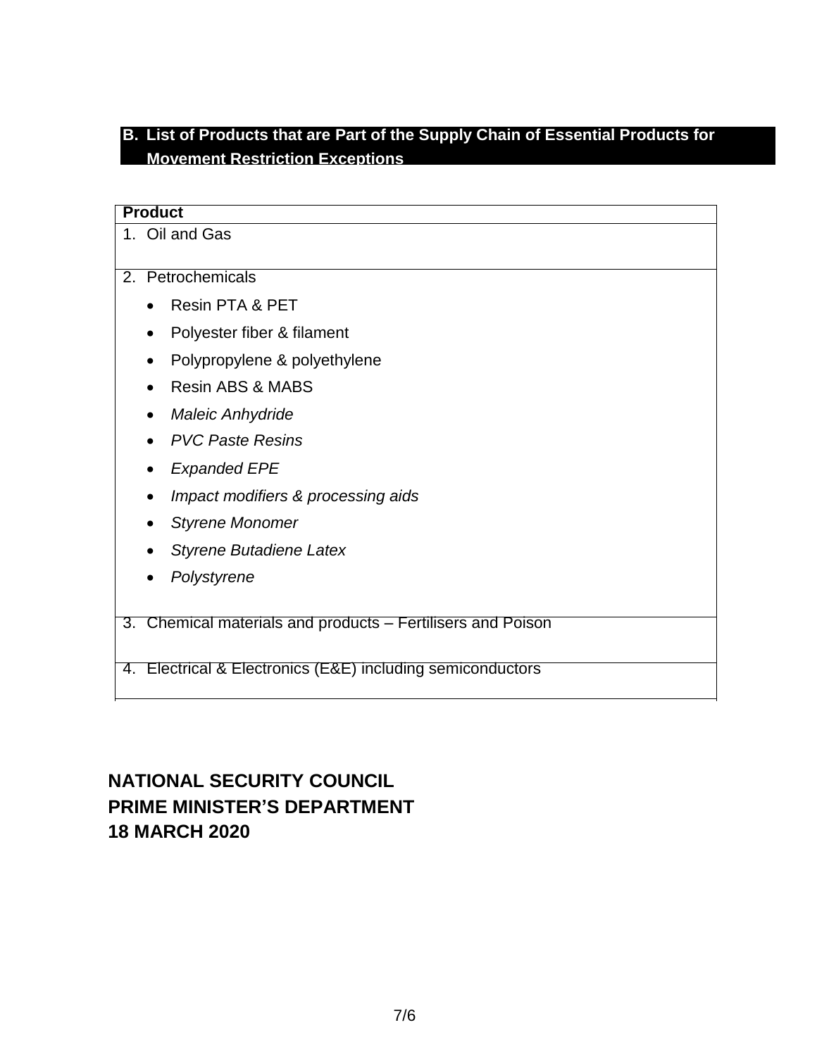## B. List of Products that are Part of the Supply Chain of Essential Products for Movement Restriction Exceptions

| Product |
| --- |
| 1. Oil and Gas |
| 2. Petrochemicals<br>• Resin PTA & PET<br>• Polyester fiber & filament<br>• Polypropylene & polyethylene<br>• Resin ABS & MABS<br>• *Maleic Anhydride*<br>• *PVC Paste Resins*<br>• *Expanded EPE*<br>• *Impact modifiers & processing aids*<br>• *Styrene Monomer*<br>• *Styrene Butadiene Latex*<br>• *Polystyrene* |
| 3. Chemical materials and products – Fertilisers and Poison |
| 4. Electrical & Electronics (E&E) including semiconductors |

**NATIONAL SECURITY COUNCIL**
**PRIME MINISTER'S DEPARTMENT**
**18 MARCH 2020**